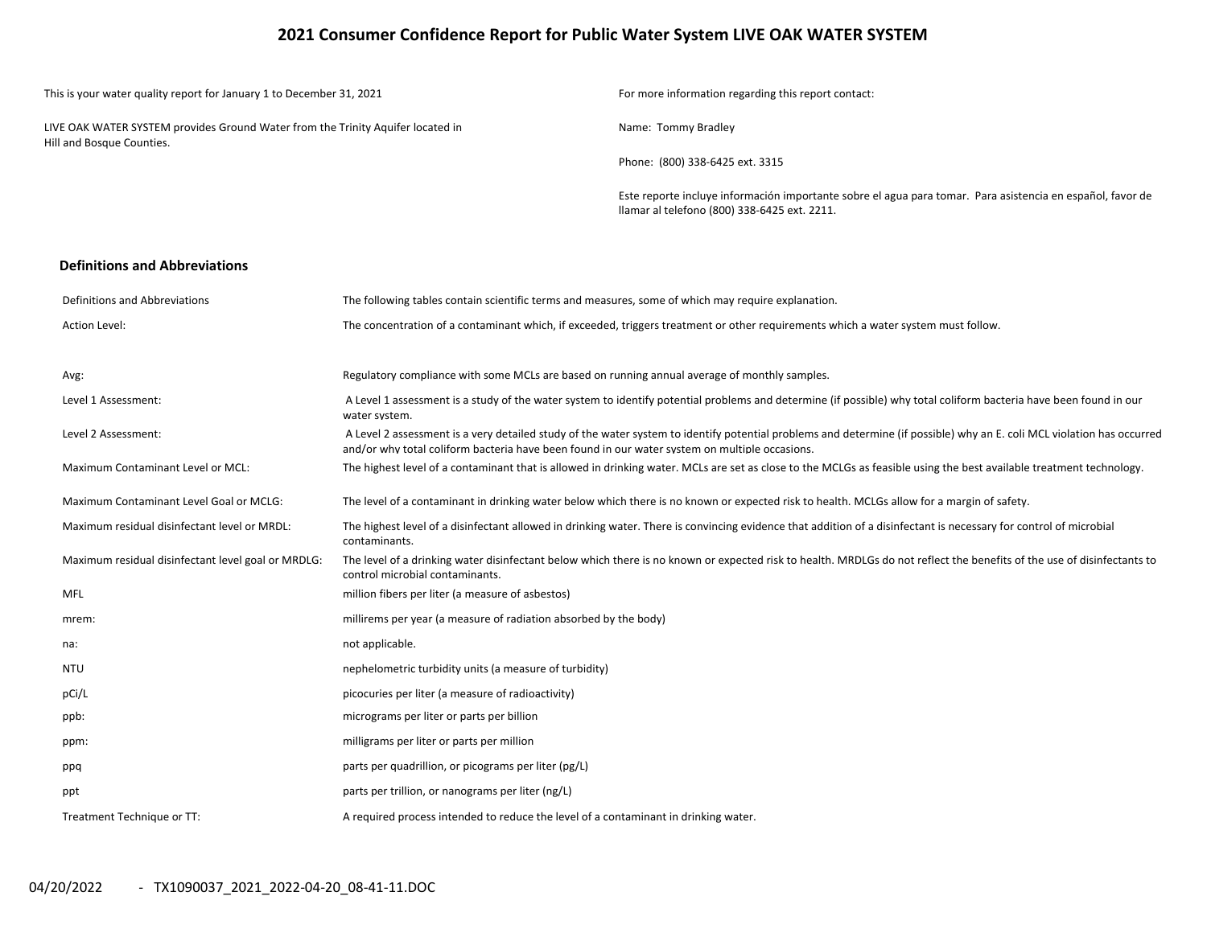# 2021 Consumer Confidence Report for Public Water System LIVE OAK WATER SYSTEM

This is your water quality report for January 1 to December 31, 2021

LIVE OAK WATER SYSTEM provides Ground Water from the Trinity Aquifer located in Hill and Bosque Counties.

For more information regarding this report contact:

Name: Tommy Bradley

Phone: (800) 338-6425 ext. 3315

Este reporte incluye información importante sobre el agua para tomar. Para asistencia en español, favor de llamar al telefono (800) 338-6425 ext. 2211.

## Definitions and Abbreviations

| | |
|---|---|
| Definitions and Abbreviations | The following tables contain scientific terms and measures, some of which may require explanation. |
| Action Level: | The concentration of a contaminant which, if exceeded, triggers treatment or other requirements which a water system must follow. |
| Avg: | Regulatory compliance with some MCLs are based on running annual average of monthly samples. |
| Level 1 Assessment: | A Level 1 assessment is a study of the water system to identify potential problems and determine (if possible) why total coliform bacteria have been found in our water system. |
| Level 2 Assessment: | A Level 2 assessment is a very detailed study of the water system to identify potential problems and determine (if possible) why an E. coli MCL violation has occurred and/or why total coliform bacteria have been found in our water system on multiple occasions. |
| Maximum Contaminant Level or MCL: | The highest level of a contaminant that is allowed in drinking water. MCLs are set as close to the MCLGs as feasible using the best available treatment technology. |
| Maximum Contaminant Level Goal or MCLG: | The level of a contaminant in drinking water below which there is no known or expected risk to health. MCLGs allow for a margin of safety. |
| Maximum residual disinfectant level or MRDL: | The highest level of a disinfectant allowed in drinking water. There is convincing evidence that addition of a disinfectant is necessary for control of microbial contaminants. |
| Maximum residual disinfectant level goal or MRDLG: | The level of a drinking water disinfectant below which there is no known or expected risk to health. MRDLGs do not reflect the benefits of the use of disinfectants to control microbial contaminants. |
| MFL | million fibers per liter (a measure of asbestos) |
| mrem: | millirems per year (a measure of radiation absorbed by the body) |
| na: | not applicable. |
| NTU | nephelometric turbidity units (a measure of turbidity) |
| pCi/L | picocuries per liter (a measure of radioactivity) |
| ppb: | micrograms per liter or parts per billion |
| ppm: | milligrams per liter or parts per million |
| ppq | parts per quadrillion, or picograms per liter (pg/L) |
| ppt | parts per trillion, or nanograms per liter (ng/L) |
| Treatment Technique or TT: | A required process intended to reduce the level of a contaminant in drinking water. |

04/20/2022 - TX1090037_2021_2022-04-20_08-41-11.DOC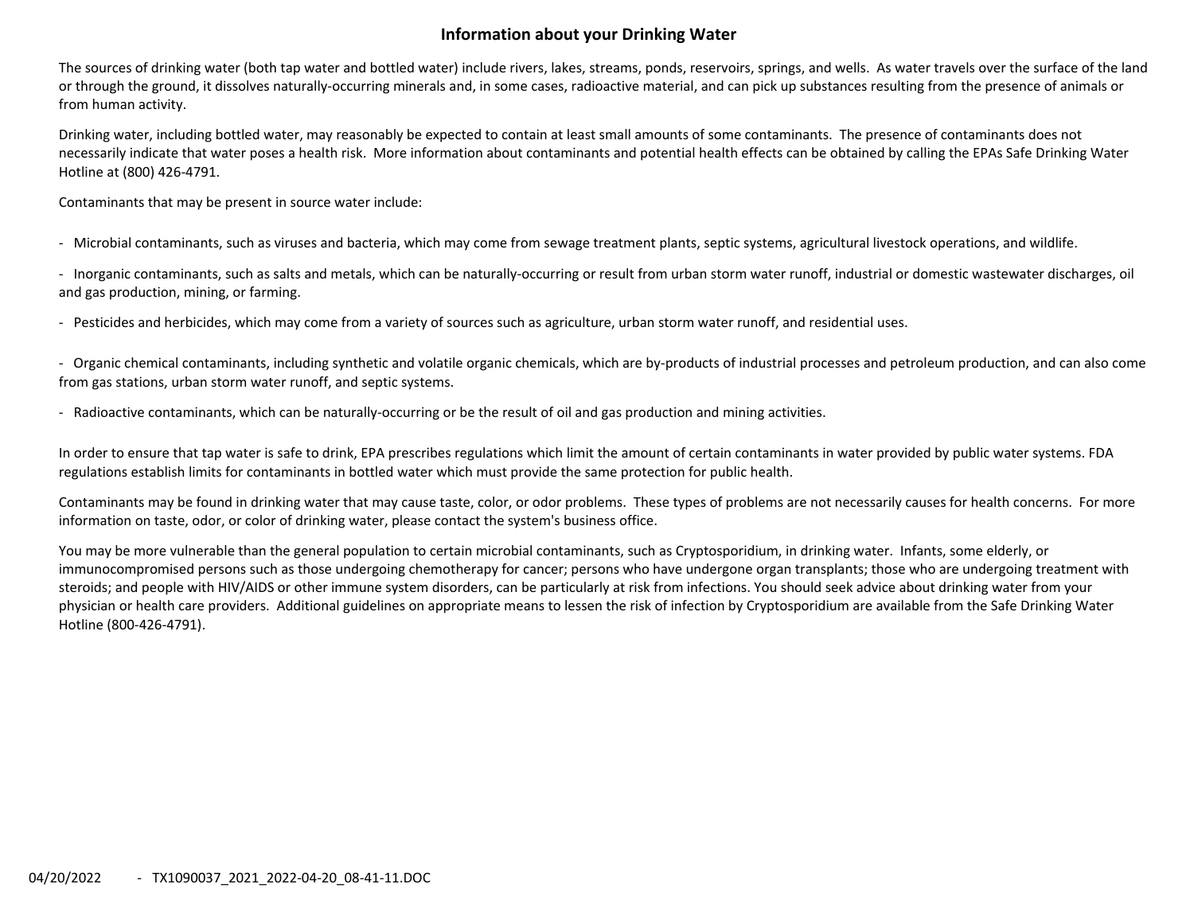## Information about your Drinking Water

The sources of drinking water (both tap water and bottled water) include rivers, lakes, streams, ponds, reservoirs, springs, and wells. As water travels over the surface of the land or through the ground, it dissolves naturally-occurring minerals and, in some cases, radioactive material, and can pick up substances resulting from the presence of animals or from human activity.

Drinking water, including bottled water, may reasonably be expected to contain at least small amounts of some contaminants. The presence of contaminants does not necessarily indicate that water poses a health risk. More information about contaminants and potential health effects can be obtained by calling the EPAs Safe Drinking Water Hotline at (800) 426-4791.

Contaminants that may be present in source water include:

- Microbial contaminants, such as viruses and bacteria, which may come from sewage treatment plants, septic systems, agricultural livestock operations, and wildlife.
- Inorganic contaminants, such as salts and metals, which can be naturally-occurring or result from urban storm water runoff, industrial or domestic wastewater discharges, oil and gas production, mining, or farming.
- Pesticides and herbicides, which may come from a variety of sources such as agriculture, urban storm water runoff, and residential uses.
- Organic chemical contaminants, including synthetic and volatile organic chemicals, which are by-products of industrial processes and petroleum production, and can also come from gas stations, urban storm water runoff, and septic systems.
- Radioactive contaminants, which can be naturally-occurring or be the result of oil and gas production and mining activities.

In order to ensure that tap water is safe to drink, EPA prescribes regulations which limit the amount of certain contaminants in water provided by public water systems. FDA regulations establish limits for contaminants in bottled water which must provide the same protection for public health.

Contaminants may be found in drinking water that may cause taste, color, or odor problems. These types of problems are not necessarily causes for health concerns. For more information on taste, odor, or color of drinking water, please contact the system's business office.

You may be more vulnerable than the general population to certain microbial contaminants, such as Cryptosporidium, in drinking water. Infants, some elderly, or immunocompromised persons such as those undergoing chemotherapy for cancer; persons who have undergone organ transplants; those who are undergoing treatment with steroids; and people with HIV/AIDS or other immune system disorders, can be particularly at risk from infections. You should seek advice about drinking water from your physician or health care providers. Additional guidelines on appropriate means to lessen the risk of infection by Cryptosporidium are available from the Safe Drinking Water Hotline (800-426-4791).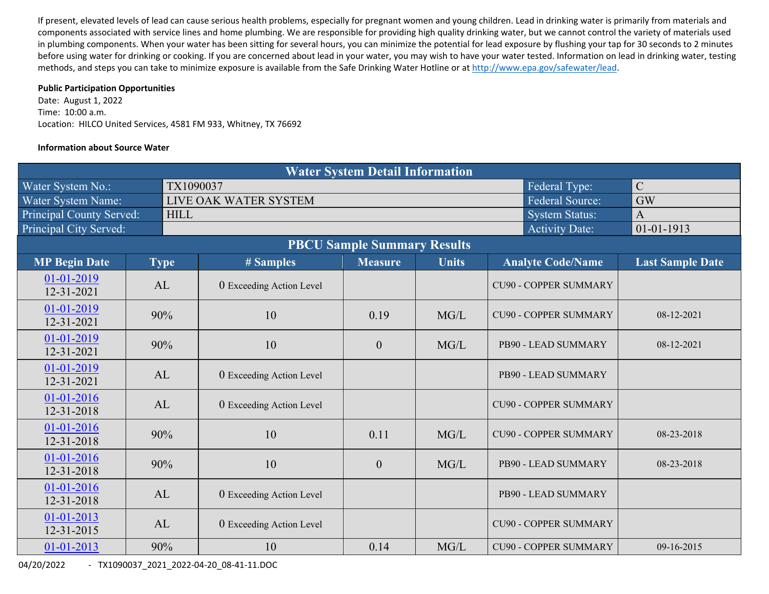If present, elevated levels of lead can cause serious health problems, especially for pregnant women and young children. Lead in drinking water is primarily from materials and components associated with service lines and home plumbing. We are responsible for providing high quality drinking water, but we cannot control the variety of materials used in plumbing components. When your water has been sitting for several hours, you can minimize the potential for lead exposure by flushing your tap for 30 seconds to 2 minutes before using water for drinking or cooking. If you are concerned about lead in your water, you may wish to have your water tested. Information on lead in drinking water, testing methods, and steps you can take to minimize exposure is available from the Safe Drinking Water Hotline or at http://www.epa.gov/safewater/lead.

**Public Participation Opportunities**

Date: August 1, 2022
Time: 10:00 a.m.
Location: HILCO United Services, 4581 FM 933, Whitney, TX 76692

**Information about Source Water**

| Water System Detail Information | | | |
|---|---|---|---|
| Water System No.: | TX1090037 | Federal Type: | C |
| Water System Name: | LIVE OAK WATER SYSTEM | Federal Source: | GW |
| Principal County Served: | HILL | System Status: | A |
| Principal City Served: | | Activity Date: | 01-01-1913 |

**PBCU Sample Summary Results**

| MP Begin Date | Type | # Samples | Measure | Units | Analyte Code/Name | Last Sample Date |
|---|---|---|---|---|---|---|
| 01-01-2019 12-31-2021 | AL | 0 Exceeding Action Level | | | CU90 - COPPER SUMMARY | |
| 01-01-2019 12-31-2021 | 90% | 10 | 0.19 | MG/L | CU90 - COPPER SUMMARY | 08-12-2021 |
| 01-01-2019 12-31-2021 | 90% | 10 | 0 | MG/L | PB90 - LEAD SUMMARY | 08-12-2021 |
| 01-01-2019 12-31-2021 | AL | 0 Exceeding Action Level | | | PB90 - LEAD SUMMARY | |
| 01-01-2016 12-31-2018 | AL | 0 Exceeding Action Level | | | CU90 - COPPER SUMMARY | |
| 01-01-2016 12-31-2018 | 90% | 10 | 0.11 | MG/L | CU90 - COPPER SUMMARY | 08-23-2018 |
| 01-01-2016 12-31-2018 | 90% | 10 | 0 | MG/L | PB90 - LEAD SUMMARY | 08-23-2018 |
| 01-01-2016 12-31-2018 | AL | 0 Exceeding Action Level | | | PB90 - LEAD SUMMARY | |
| 01-01-2013 12-31-2015 | AL | 0 Exceeding Action Level | | | CU90 - COPPER SUMMARY | |
| 01-01-2013 | 90% | 10 | 0.14 | MG/L | CU90 - COPPER SUMMARY | 09-16-2015 |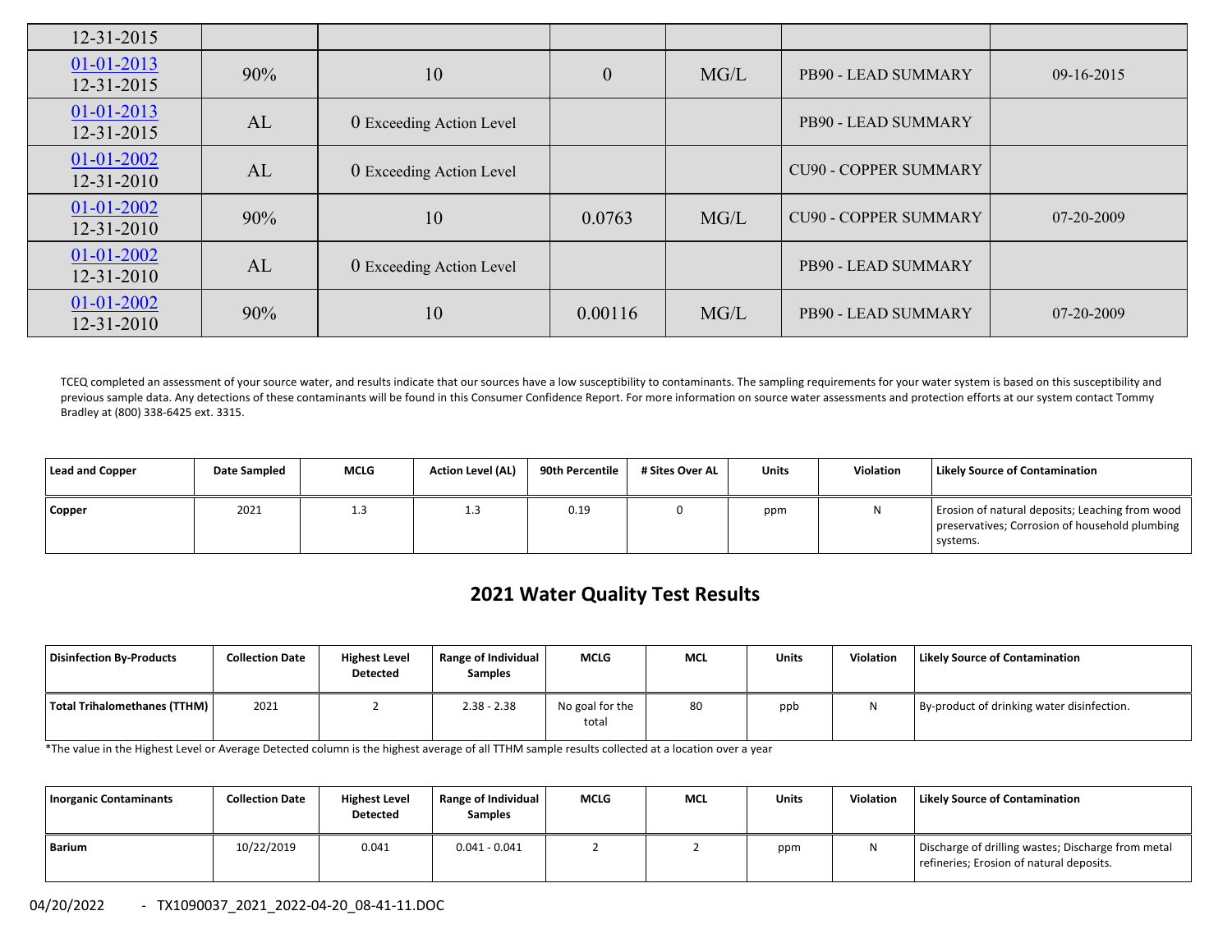| 12-31-2015 | | | | | | |
|---|---|---|---|---|---|---|
| 01-01-2013 12-31-2015 | 90% | 10 | 0 | MG/L | PB90 - LEAD SUMMARY | 09-16-2015 |
| 01-01-2013 12-31-2015 | AL | 0 Exceeding Action Level | | | PB90 - LEAD SUMMARY | |
| 01-01-2002 12-31-2010 | AL | 0 Exceeding Action Level | | | CU90 - COPPER SUMMARY | |
| 01-01-2002 12-31-2010 | 90% | 10 | 0.0763 | MG/L | CU90 - COPPER SUMMARY | 07-20-2009 |
| 01-01-2002 12-31-2010 | AL | 0 Exceeding Action Level | | | PB90 - LEAD SUMMARY | |
| 01-01-2002 12-31-2010 | 90% | 10 | 0.00116 | MG/L | PB90 - LEAD SUMMARY | 07-20-2009 |

TCEQ completed an assessment of your source water, and results indicate that our sources have a low susceptibility to contaminants. The sampling requirements for your water system is based on this susceptibility and previous sample data. Any detections of these contaminants will be found in this Consumer Confidence Report. For more information on source water assessments and protection efforts at our system contact Tommy Bradley at (800) 338-6425 ext. 3315.

| Lead and Copper | Date Sampled | MCLG | Action Level (AL) | 90th Percentile | # Sites Over AL | Units | Violation | Likely Source of Contamination |
|---|---|---|---|---|---|---|---|---|
| Copper | 2021 | 1.3 | 1.3 | 0.19 | 0 | ppm | N | Erosion of natural deposits; Leaching from wood preservatives; Corrosion of household plumbing systems. |

## 2021 Water Quality Test Results

| Disinfection By-Products | Collection Date | Highest Level Detected | Range of Individual Samples | MCLG | MCL | Units | Violation | Likely Source of Contamination |
|---|---|---|---|---|---|---|---|---|
| Total Trihalomethanes (TTHM) | 2021 | 2 | 2.38 - 2.38 | No goal for the total | 80 | ppb | N | By-product of drinking water disinfection. |

*The value in the Highest Level or Average Detected column is the highest average of all TTHM sample results collected at a location over a year

| Inorganic Contaminants | Collection Date | Highest Level Detected | Range of Individual Samples | MCLG | MCL | Units | Violation | Likely Source of Contamination |
|---|---|---|---|---|---|---|---|---|
| Barium | 10/22/2019 | 0.041 | 0.041 - 0.041 | 2 | 2 | ppm | N | Discharge of drilling wastes; Discharge from metal refineries; Erosion of natural deposits. |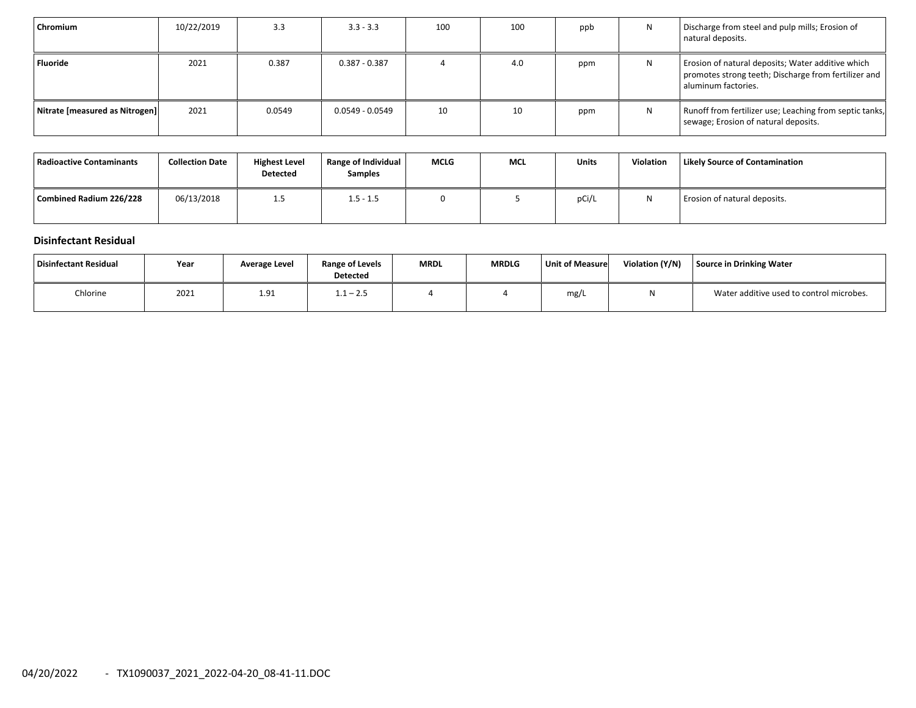| | | | | | | | | |
|---|---|---|---|---|---|---|---|---|
| **Chromium** | 10/22/2019 | 3.3 | 3.3 - 3.3 | 100 | 100 | ppb | N | Discharge from steel and pulp mills; Erosion of natural deposits. |
| **Fluoride** | 2021 | 0.387 | 0.387 - 0.387 | 4 | 4.0 | ppm | N | Erosion of natural deposits; Water additive which promotes strong teeth; Discharge from fertilizer and aluminum factories. |
| **Nitrate [measured as Nitrogen]** | 2021 | 0.0549 | 0.0549 - 0.0549 | 10 | 10 | ppm | N | Runoff from fertilizer use; Leaching from septic tanks, sewage; Erosion of natural deposits. |

| Radioactive Contaminants | Collection Date | Highest Level Detected | Range of Individual Samples | MCLG | MCL | Units | Violation | Likely Source of Contamination |
|---|---|---|---|---|---|---|---|---|
| **Combined Radium 226/228** | 06/13/2018 | 1.5 | 1.5 - 1.5 | 0 | 5 | pCi/L | N | Erosion of natural deposits. |

### Disinfectant Residual

| Disinfectant Residual | Year | Average Level | Range of Levels Detected | MRDL | MRDLG | Unit of Measure | Violation (Y/N) | Source in Drinking Water |
|---|---|---|---|---|---|---|---|---|
| Chlorine | 2021 | 1.91 | 1.1 – 2.5 | 4 | 4 | mg/L | N | Water additive used to control microbes. |